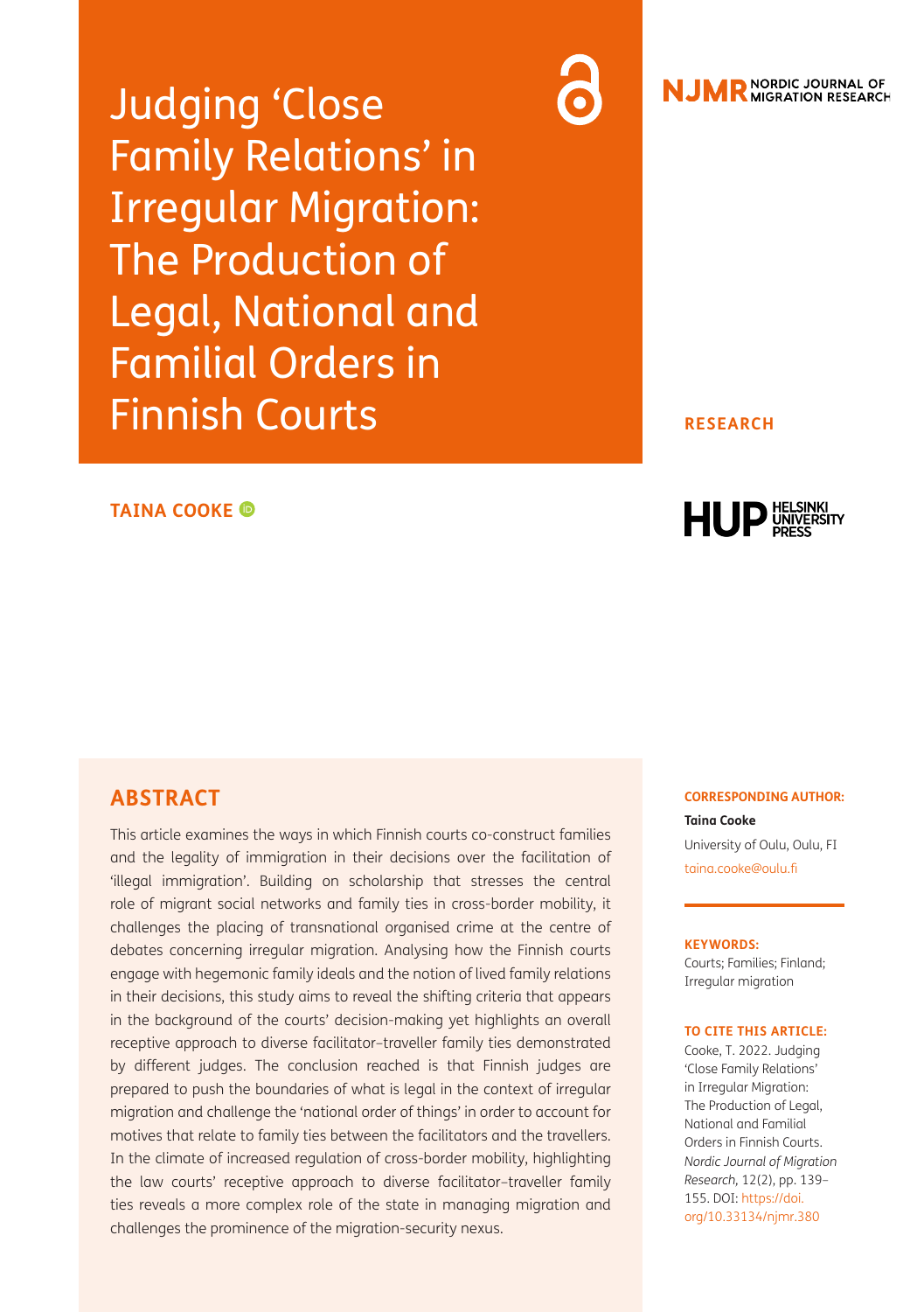# Judging 'Close Family Relations' in Irregular Migration: The Production of Legal, National and Familial Orders in Finnish Courts

**NJMR** NORDIC JOURNAL OF MIGRATION RESEARCH

**RESEARCH**

**TAINA COOKE**

HUP HELSINKI UNIVERSITY PRESS

## ABSTRACT

This article examines the ways in which Finnish courts co-construct families and the legality of immigration in their decisions over the facilitation of 'illegal immigration'. Building on scholarship that stresses the central role of migrant social networks and family ties in cross-border mobility, it challenges the placing of transnational organised crime at the centre of debates concerning irregular migration. Analysing how the Finnish courts engage with hegemonic family ideals and the notion of lived family relations in their decisions, this study aims to reveal the shifting criteria that appears in the background of the courts' decision-making yet highlights an overall receptive approach to diverse facilitator–traveller family ties demonstrated by different judges. The conclusion reached is that Finnish judges are prepared to push the boundaries of what is legal in the context of irregular migration and challenge the 'national order of things' in order to account for motives that relate to family ties between the facilitators and the travellers. In the climate of increased regulation of cross-border mobility, highlighting the law courts' receptive approach to diverse facilitator–traveller family ties reveals a more complex role of the state in managing migration and challenges the prominence of the migration-security nexus.

**CORRESPONDING AUTHOR:**

**Taina Cooke**

University of Oulu, Oulu, FI

taina.cooke@oulu.fi

**KEYWORDS:**

Courts; Families; Finland; Irregular migration

**TO CITE THIS ARTICLE:**

Cooke, T. 2022. Judging 'Close Family Relations' in Irregular Migration: The Production of Legal, National and Familial Orders in Finnish Courts. *Nordic Journal of Migration Research*, 12(2), pp. 139–155. DOI: https://doi.org/10.33134/njmr.380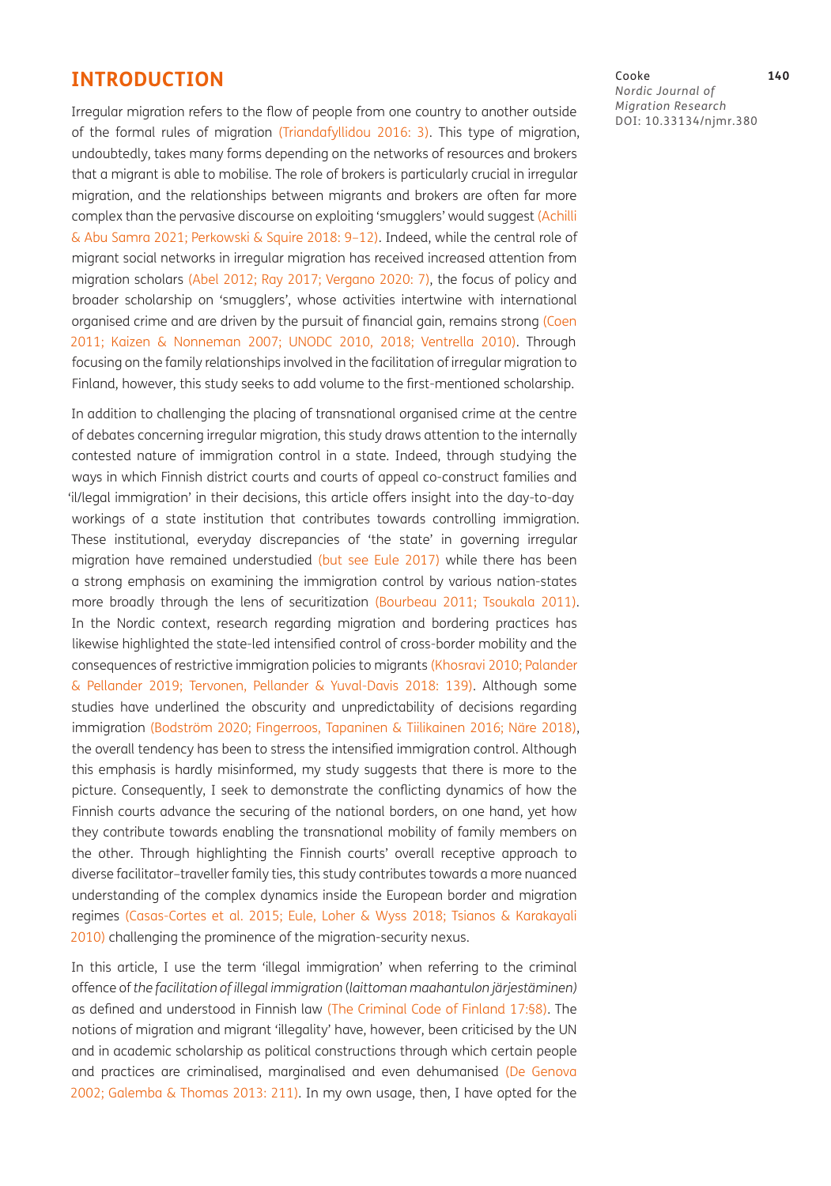## INTRODUCTION

Irregular migration refers to the flow of people from one country to another outside of the formal rules of migration (Triandafyllidou 2016: 3). This type of migration, undoubtedly, takes many forms depending on the networks of resources and brokers that a migrant is able to mobilise. The role of brokers is particularly crucial in irregular migration, and the relationships between migrants and brokers are often far more complex than the pervasive discourse on exploiting 'smugglers' would suggest (Achilli & Abu Samra 2021; Perkowski & Squire 2018: 9–12). Indeed, while the central role of migrant social networks in irregular migration has received increased attention from migration scholars (Abel 2012; Ray 2017; Vergano 2020: 7), the focus of policy and broader scholarship on 'smugglers', whose activities intertwine with international organised crime and are driven by the pursuit of financial gain, remains strong (Coen 2011; Kaizen & Nonneman 2007; UNODC 2010, 2018; Ventrella 2010). Through focusing on the family relationships involved in the facilitation of irregular migration to Finland, however, this study seeks to add volume to the first-mentioned scholarship.

In addition to challenging the placing of transnational organised crime at the centre of debates concerning irregular migration, this study draws attention to the internally contested nature of immigration control in a state. Indeed, through studying the ways in which Finnish district courts and courts of appeal co-construct families and 'il/legal immigration' in their decisions, this article offers insight into the day-to-day workings of a state institution that contributes towards controlling immigration. These institutional, everyday discrepancies of 'the state' in governing irregular migration have remained understudied (but see Eule 2017) while there has been a strong emphasis on examining the immigration control by various nation-states more broadly through the lens of securitization (Bourbeau 2011; Tsoukala 2011). In the Nordic context, research regarding migration and bordering practices has likewise highlighted the state-led intensified control of cross-border mobility and the consequences of restrictive immigration policies to migrants (Khosravi 2010; Palander & Pellander 2019; Tervonen, Pellander & Yuval-Davis 2018: 139). Although some studies have underlined the obscurity and unpredictability of decisions regarding immigration (Bodström 2020; Fingerroos, Tapaninen & Tiilikainen 2016; Näre 2018), the overall tendency has been to stress the intensified immigration control. Although this emphasis is hardly misinformed, my study suggests that there is more to the picture. Consequently, I seek to demonstrate the conflicting dynamics of how the Finnish courts advance the securing of the national borders, on one hand, yet how they contribute towards enabling the transnational mobility of family members on the other. Through highlighting the Finnish courts' overall receptive approach to diverse facilitator–traveller family ties, this study contributes towards a more nuanced understanding of the complex dynamics inside the European border and migration regimes (Casas-Cortes et al. 2015; Eule, Loher & Wyss 2018; Tsianos & Karakayali 2010) challenging the prominence of the migration-security nexus.

In this article, I use the term 'illegal immigration' when referring to the criminal offence of *the facilitation of illegal immigration* (*laittoman maahantulon järjestäminen)* as defined and understood in Finnish law (The Criminal Code of Finland 17:§8). The notions of migration and migrant 'illegality' have, however, been criticised by the UN and in academic scholarship as political constructions through which certain people and practices are criminalised, marginalised and even dehumanised (De Genova 2002; Galemba & Thomas 2013: 211). In my own usage, then, I have opted for the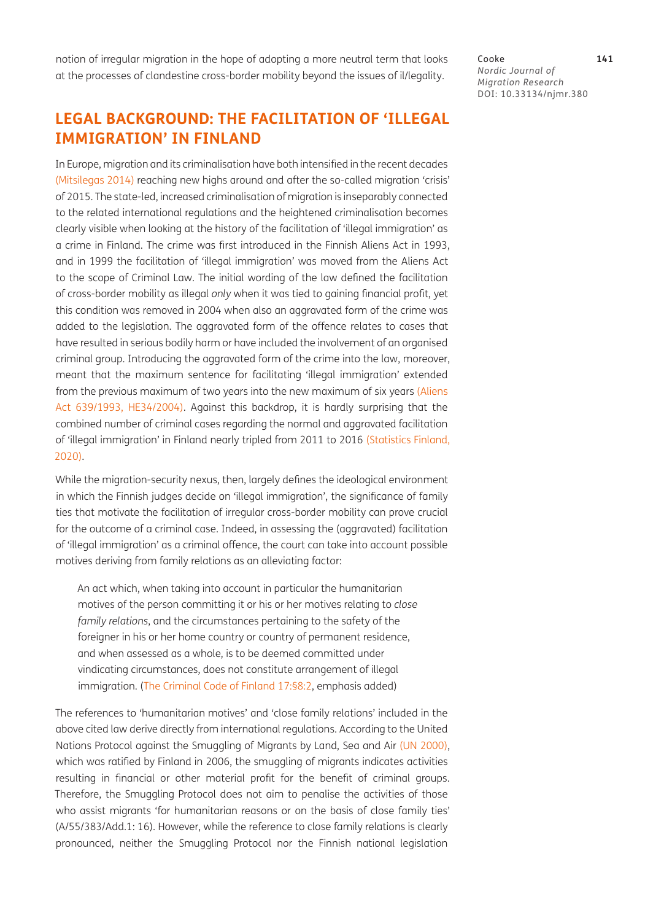notion of irregular migration in the hope of adopting a more neutral term that looks at the processes of clandestine cross-border mobility beyond the issues of il/legality.

## LEGAL BACKGROUND: THE FACILITATION OF 'ILLEGAL IMMIGRATION' IN FINLAND

In Europe, migration and its criminalisation have both intensified in the recent decades (Mitsilegas 2014) reaching new highs around and after the so-called migration 'crisis' of 2015. The state-led, increased criminalisation of migration is inseparably connected to the related international regulations and the heightened criminalisation becomes clearly visible when looking at the history of the facilitation of 'illegal immigration' as a crime in Finland. The crime was first introduced in the Finnish Aliens Act in 1993, and in 1999 the facilitation of 'illegal immigration' was moved from the Aliens Act to the scope of Criminal Law. The initial wording of the law defined the facilitation of cross-border mobility as illegal *only* when it was tied to gaining financial profit, yet this condition was removed in 2004 when also an aggravated form of the crime was added to the legislation. The aggravated form of the offence relates to cases that have resulted in serious bodily harm or have included the involvement of an organised criminal group. Introducing the aggravated form of the crime into the law, moreover, meant that the maximum sentence for facilitating 'illegal immigration' extended from the previous maximum of two years into the new maximum of six years (Aliens Act 639/1993, HE34/2004). Against this backdrop, it is hardly surprising that the combined number of criminal cases regarding the normal and aggravated facilitation of 'illegal immigration' in Finland nearly tripled from 2011 to 2016 (Statistics Finland, 2020).

While the migration-security nexus, then, largely defines the ideological environment in which the Finnish judges decide on 'illegal immigration', the significance of family ties that motivate the facilitation of irregular cross-border mobility can prove crucial for the outcome of a criminal case. Indeed, in assessing the (aggravated) facilitation of 'illegal immigration' as a criminal offence, the court can take into account possible motives deriving from family relations as an alleviating factor:

> An act which, when taking into account in particular the humanitarian motives of the person committing it or his or her motives relating to *close family relations*, and the circumstances pertaining to the safety of the foreigner in his or her home country or country of permanent residence, and when assessed as a whole, is to be deemed committed under vindicating circumstances, does not constitute arrangement of illegal immigration. (The Criminal Code of Finland 17:§8:2, emphasis added)

The references to 'humanitarian motives' and 'close family relations' included in the above cited law derive directly from international regulations. According to the United Nations Protocol against the Smuggling of Migrants by Land, Sea and Air (UN 2000), which was ratified by Finland in 2006, the smuggling of migrants indicates activities resulting in financial or other material profit for the benefit of criminal groups. Therefore, the Smuggling Protocol does not aim to penalise the activities of those who assist migrants 'for humanitarian reasons or on the basis of close family ties' (A/55/383/Add.1: 16). However, while the reference to close family relations is clearly pronounced, neither the Smuggling Protocol nor the Finnish national legislation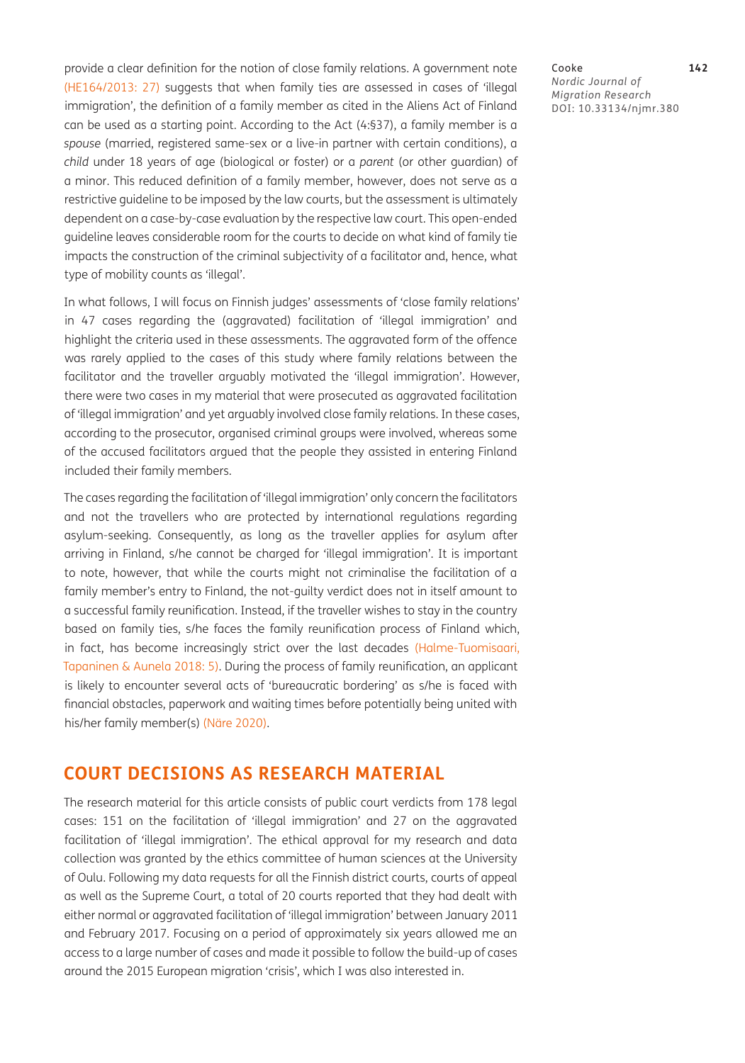provide a clear definition for the notion of close family relations. A government note (HE164/2013: 27) suggests that when family ties are assessed in cases of 'illegal immigration', the definition of a family member as cited in the Aliens Act of Finland can be used as a starting point. According to the Act (4:§37), a family member is a *spouse* (married, registered same-sex or a live-in partner with certain conditions), a *child* under 18 years of age (biological or foster) or a *parent* (or other guardian) of a minor. This reduced definition of a family member, however, does not serve as a restrictive guideline to be imposed by the law courts, but the assessment is ultimately dependent on a case-by-case evaluation by the respective law court. This open-ended guideline leaves considerable room for the courts to decide on what kind of family tie impacts the construction of the criminal subjectivity of a facilitator and, hence, what type of mobility counts as 'illegal'.

In what follows, I will focus on Finnish judges' assessments of 'close family relations' in 47 cases regarding the (aggravated) facilitation of 'illegal immigration' and highlight the criteria used in these assessments. The aggravated form of the offence was rarely applied to the cases of this study where family relations between the facilitator and the traveller arguably motivated the 'illegal immigration'. However, there were two cases in my material that were prosecuted as aggravated facilitation of 'illegal immigration' and yet arguably involved close family relations. In these cases, according to the prosecutor, organised criminal groups were involved, whereas some of the accused facilitators argued that the people they assisted in entering Finland included their family members.

The cases regarding the facilitation of 'illegal immigration' only concern the facilitators and not the travellers who are protected by international regulations regarding asylum-seeking. Consequently, as long as the traveller applies for asylum after arriving in Finland, s/he cannot be charged for 'illegal immigration'. It is important to note, however, that while the courts might not criminalise the facilitation of a family member's entry to Finland, the not-guilty verdict does not in itself amount to a successful family reunification. Instead, if the traveller wishes to stay in the country based on family ties, s/he faces the family reunification process of Finland which, in fact, has become increasingly strict over the last decades (Halme-Tuomisaari, Tapaninen & Aunela 2018: 5). During the process of family reunification, an applicant is likely to encounter several acts of 'bureaucratic bordering' as s/he is faced with financial obstacles, paperwork and waiting times before potentially being united with his/her family member(s) (Näre 2020).

## COURT DECISIONS AS RESEARCH MATERIAL

The research material for this article consists of public court verdicts from 178 legal cases: 151 on the facilitation of 'illegal immigration' and 27 on the aggravated facilitation of 'illegal immigration'. The ethical approval for my research and data collection was granted by the ethics committee of human sciences at the University of Oulu. Following my data requests for all the Finnish district courts, courts of appeal as well as the Supreme Court, a total of 20 courts reported that they had dealt with either normal or aggravated facilitation of 'illegal immigration' between January 2011 and February 2017. Focusing on a period of approximately six years allowed me an access to a large number of cases and made it possible to follow the build-up of cases around the 2015 European migration 'crisis', which I was also interested in.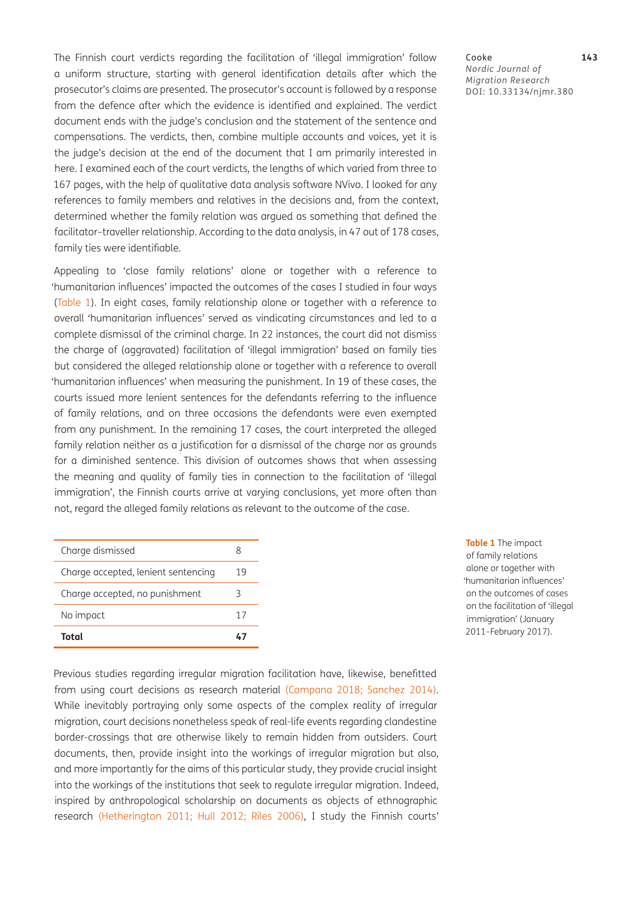The Finnish court verdicts regarding the facilitation of 'illegal immigration' follow a uniform structure, starting with general identification details after which the prosecutor's claims are presented. The prosecutor's account is followed by a response from the defence after which the evidence is identified and explained. The verdict document ends with the judge's conclusion and the statement of the sentence and compensations. The verdicts, then, combine multiple accounts and voices, yet it is the judge's decision at the end of the document that I am primarily interested in here. I examined each of the court verdicts, the lengths of which varied from three to 167 pages, with the help of qualitative data analysis software NVivo. I looked for any references to family members and relatives in the decisions and, from the context, determined whether the family relation was argued as something that defined the facilitator–traveller relationship. According to the data analysis, in 47 out of 178 cases, family ties were identifiable.

Appealing to 'close family relations' alone or together with a reference to 'humanitarian influences' impacted the outcomes of the cases I studied in four ways (Table 1). In eight cases, family relationship alone or together with a reference to overall 'humanitarian influences' served as vindicating circumstances and led to a complete dismissal of the criminal charge. In 22 instances, the court did not dismiss the charge of (aggravated) facilitation of 'illegal immigration' based on family ties but considered the alleged relationship alone or together with a reference to overall 'humanitarian influences' when measuring the punishment. In 19 of these cases, the courts issued more lenient sentences for the defendants referring to the influence of family relations, and on three occasions the defendants were even exempted from any punishment. In the remaining 17 cases, the court interpreted the alleged family relation neither as a justification for a dismissal of the charge nor as grounds for a diminished sentence. This division of outcomes shows that when assessing the meaning and quality of family ties in connection to the facilitation of 'illegal immigration', the Finnish courts arrive at varying conclusions, yet more often than not, regard the alleged family relations as relevant to the outcome of the case.

| | |
|---|---|
| Charge dismissed | 8 |
| Charge accepted, lenient sentencing | 19 |
| Charge accepted, no punishment | 3 |
| No impact | 17 |
| **Total** | **47** |

**Table 1** The impact of family relations alone or together with 'humanitarian influences' on the outcomes of cases on the facilitation of 'illegal immigration' (January 2011–February 2017).

Previous studies regarding irregular migration facilitation have, likewise, benefitted from using court decisions as research material (Campana 2018; Sanchez 2014). While inevitably portraying only some aspects of the complex reality of irregular migration, court decisions nonetheless speak of real-life events regarding clandestine border-crossings that are otherwise likely to remain hidden from outsiders. Court documents, then, provide insight into the workings of irregular migration but also, and more importantly for the aims of this particular study, they provide crucial insight into the workings of the institutions that seek to regulate irregular migration. Indeed, inspired by anthropological scholarship on documents as objects of ethnographic research (Hetherington 2011; Hull 2012; Riles 2006), I study the Finnish courts'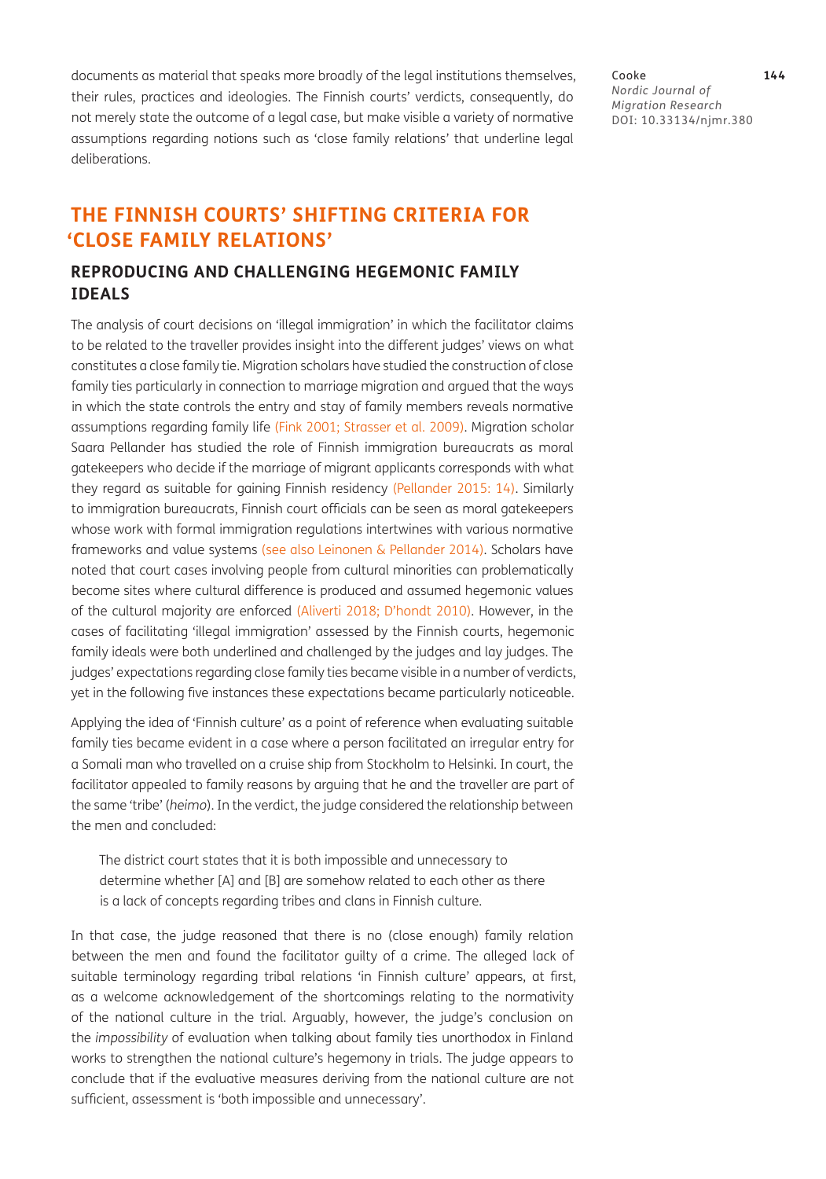documents as material that speaks more broadly of the legal institutions themselves, their rules, practices and ideologies. The Finnish courts' verdicts, consequently, do not merely state the outcome of a legal case, but make visible a variety of normative assumptions regarding notions such as 'close family relations' that underline legal deliberations.

## THE FINNISH COURTS' SHIFTING CRITERIA FOR 'CLOSE FAMILY RELATIONS'

### REPRODUCING AND CHALLENGING HEGEMONIC FAMILY IDEALS

The analysis of court decisions on 'illegal immigration' in which the facilitator claims to be related to the traveller provides insight into the different judges' views on what constitutes a close family tie. Migration scholars have studied the construction of close family ties particularly in connection to marriage migration and argued that the ways in which the state controls the entry and stay of family members reveals normative assumptions regarding family life (Fink 2001; Strasser et al. 2009). Migration scholar Saara Pellander has studied the role of Finnish immigration bureaucrats as moral gatekeepers who decide if the marriage of migrant applicants corresponds with what they regard as suitable for gaining Finnish residency (Pellander 2015: 14). Similarly to immigration bureaucrats, Finnish court officials can be seen as moral gatekeepers whose work with formal immigration regulations intertwines with various normative frameworks and value systems (see also Leinonen & Pellander 2014). Scholars have noted that court cases involving people from cultural minorities can problematically become sites where cultural difference is produced and assumed hegemonic values of the cultural majority are enforced (Aliverti 2018; D'hondt 2010). However, in the cases of facilitating 'illegal immigration' assessed by the Finnish courts, hegemonic family ideals were both underlined and challenged by the judges and lay judges. The judges' expectations regarding close family ties became visible in a number of verdicts, yet in the following five instances these expectations became particularly noticeable.

Applying the idea of 'Finnish culture' as a point of reference when evaluating suitable family ties became evident in a case where a person facilitated an irregular entry for a Somali man who travelled on a cruise ship from Stockholm to Helsinki. In court, the facilitator appealed to family reasons by arguing that he and the traveller are part of the same 'tribe' (*heimo*). In the verdict, the judge considered the relationship between the men and concluded:

> The district court states that it is both impossible and unnecessary to determine whether [A] and [B] are somehow related to each other as there is a lack of concepts regarding tribes and clans in Finnish culture.

In that case, the judge reasoned that there is no (close enough) family relation between the men and found the facilitator guilty of a crime. The alleged lack of suitable terminology regarding tribal relations 'in Finnish culture' appears, at first, as a welcome acknowledgement of the shortcomings relating to the normativity of the national culture in the trial. Arguably, however, the judge's conclusion on the *impossibility* of evaluation when talking about family ties unorthodox in Finland works to strengthen the national culture's hegemony in trials. The judge appears to conclude that if the evaluative measures deriving from the national culture are not sufficient, assessment is 'both impossible and unnecessary'.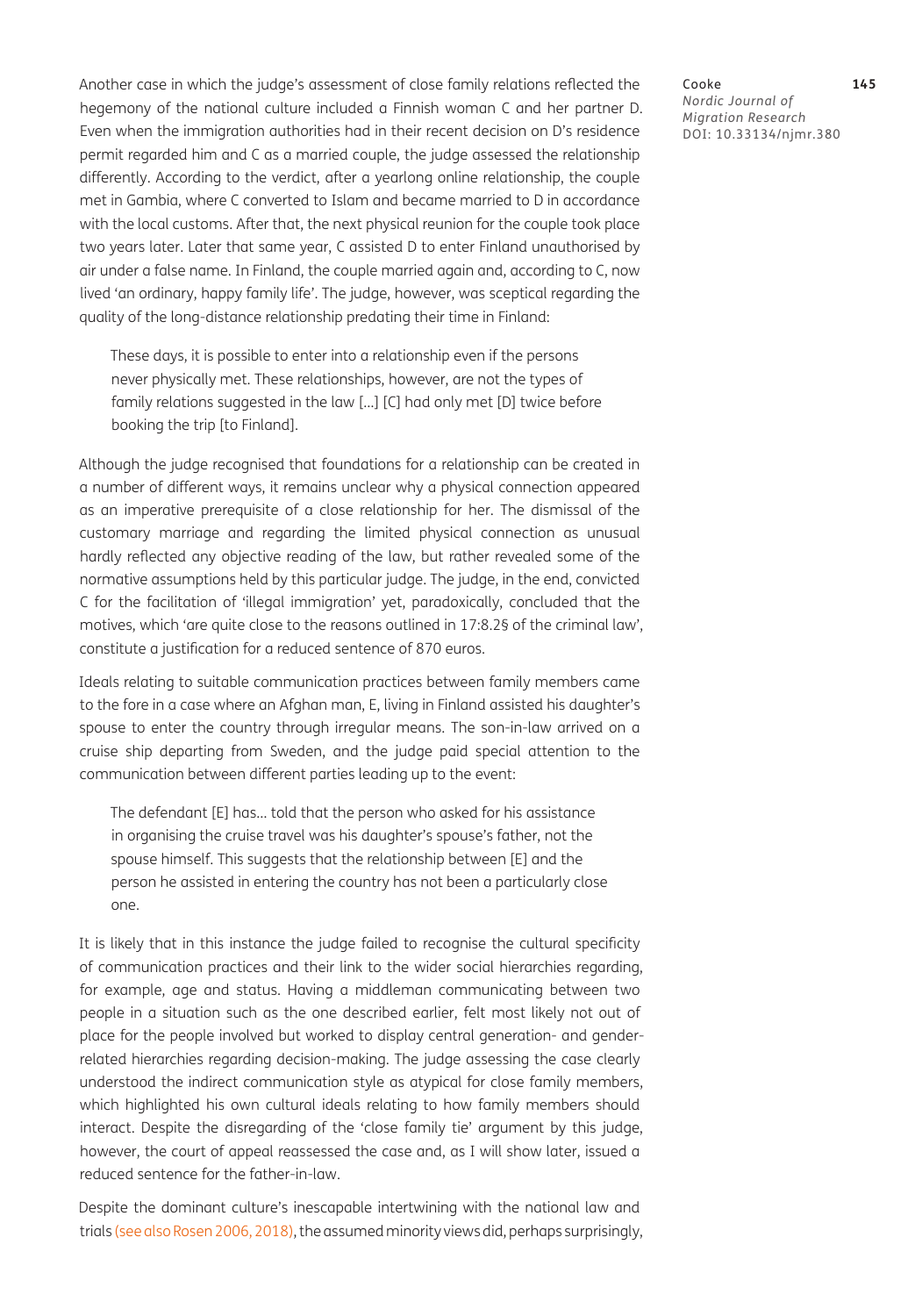Another case in which the judge's assessment of close family relations reflected the hegemony of the national culture included a Finnish woman C and her partner D. Even when the immigration authorities had in their recent decision on D's residence permit regarded him and C as a married couple, the judge assessed the relationship differently. According to the verdict, after a yearlong online relationship, the couple met in Gambia, where C converted to Islam and became married to D in accordance with the local customs. After that, the next physical reunion for the couple took place two years later. Later that same year, C assisted D to enter Finland unauthorised by air under a false name. In Finland, the couple married again and, according to C, now lived 'an ordinary, happy family life'. The judge, however, was sceptical regarding the quality of the long-distance relationship predating their time in Finland:

> These days, it is possible to enter into a relationship even if the persons never physically met. These relationships, however, are not the types of family relations suggested in the law […] [C] had only met [D] twice before booking the trip [to Finland].

Although the judge recognised that foundations for a relationship can be created in a number of different ways, it remains unclear why a physical connection appeared as an imperative prerequisite of a close relationship for her. The dismissal of the customary marriage and regarding the limited physical connection as unusual hardly reflected any objective reading of the law, but rather revealed some of the normative assumptions held by this particular judge. The judge, in the end, convicted C for the facilitation of 'illegal immigration' yet, paradoxically, concluded that the motives, which 'are quite close to the reasons outlined in 17:8.2§ of the criminal law', constitute a justification for a reduced sentence of 870 euros.

Ideals relating to suitable communication practices between family members came to the fore in a case where an Afghan man, E, living in Finland assisted his daughter's spouse to enter the country through irregular means. The son-in-law arrived on a cruise ship departing from Sweden, and the judge paid special attention to the communication between different parties leading up to the event:

> The defendant [E] has… told that the person who asked for his assistance in organising the cruise travel was his daughter's spouse's father, not the spouse himself. This suggests that the relationship between [E] and the person he assisted in entering the country has not been a particularly close one.

It is likely that in this instance the judge failed to recognise the cultural specificity of communication practices and their link to the wider social hierarchies regarding, for example, age and status. Having a middleman communicating between two people in a situation such as the one described earlier, felt most likely not out of place for the people involved but worked to display central generation- and gender-related hierarchies regarding decision-making. The judge assessing the case clearly understood the indirect communication style as atypical for close family members, which highlighted his own cultural ideals relating to how family members should interact. Despite the disregarding of the 'close family tie' argument by this judge, however, the court of appeal reassessed the case and, as I will show later, issued a reduced sentence for the father-in-law.

Despite the dominant culture's inescapable intertwining with the national law and trials (see also Rosen 2006, 2018), the assumed minority views did, perhaps surprisingly,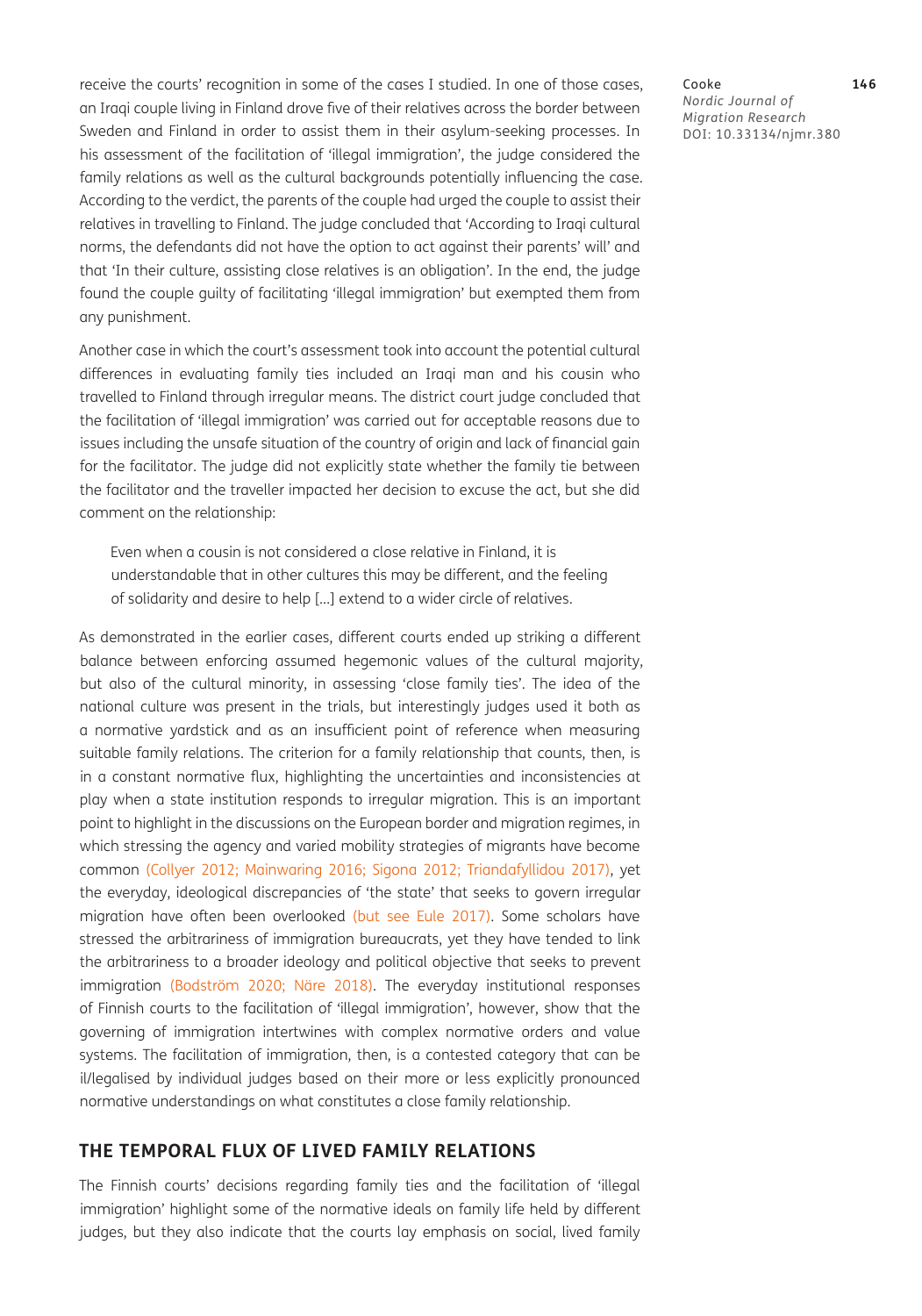receive the courts' recognition in some of the cases I studied. In one of those cases, an Iraqi couple living in Finland drove five of their relatives across the border between Sweden and Finland in order to assist them in their asylum-seeking processes. In his assessment of the facilitation of 'illegal immigration', the judge considered the family relations as well as the cultural backgrounds potentially influencing the case. According to the verdict, the parents of the couple had urged the couple to assist their relatives in travelling to Finland. The judge concluded that 'According to Iraqi cultural norms, the defendants did not have the option to act against their parents' will' and that 'In their culture, assisting close relatives is an obligation'. In the end, the judge found the couple guilty of facilitating 'illegal immigration' but exempted them from any punishment.

Another case in which the court's assessment took into account the potential cultural differences in evaluating family ties included an Iraqi man and his cousin who travelled to Finland through irregular means. The district court judge concluded that the facilitation of 'illegal immigration' was carried out for acceptable reasons due to issues including the unsafe situation of the country of origin and lack of financial gain for the facilitator. The judge did not explicitly state whether the family tie between the facilitator and the traveller impacted her decision to excuse the act, but she did comment on the relationship:

> Even when a cousin is not considered a close relative in Finland, it is understandable that in other cultures this may be different, and the feeling of solidarity and desire to help […] extend to a wider circle of relatives.

As demonstrated in the earlier cases, different courts ended up striking a different balance between enforcing assumed hegemonic values of the cultural majority, but also of the cultural minority, in assessing 'close family ties'. The idea of the national culture was present in the trials, but interestingly judges used it both as a normative yardstick and as an insufficient point of reference when measuring suitable family relations. The criterion for a family relationship that counts, then, is in a constant normative flux, highlighting the uncertainties and inconsistencies at play when a state institution responds to irregular migration. This is an important point to highlight in the discussions on the European border and migration regimes, in which stressing the agency and varied mobility strategies of migrants have become common (Collyer 2012; Mainwaring 2016; Sigona 2012; Triandafyllidou 2017), yet the everyday, ideological discrepancies of 'the state' that seeks to govern irregular migration have often been overlooked (but see Eule 2017). Some scholars have stressed the arbitrariness of immigration bureaucrats, yet they have tended to link the arbitrariness to a broader ideology and political objective that seeks to prevent immigration (Bodström 2020; Näre 2018). The everyday institutional responses of Finnish courts to the facilitation of 'illegal immigration', however, show that the governing of immigration intertwines with complex normative orders and value systems. The facilitation of immigration, then, is a contested category that can be il/legalised by individual judges based on their more or less explicitly pronounced normative understandings on what constitutes a close family relationship.

## THE TEMPORAL FLUX OF LIVED FAMILY RELATIONS

The Finnish courts' decisions regarding family ties and the facilitation of 'illegal immigration' highlight some of the normative ideals on family life held by different judges, but they also indicate that the courts lay emphasis on social, lived family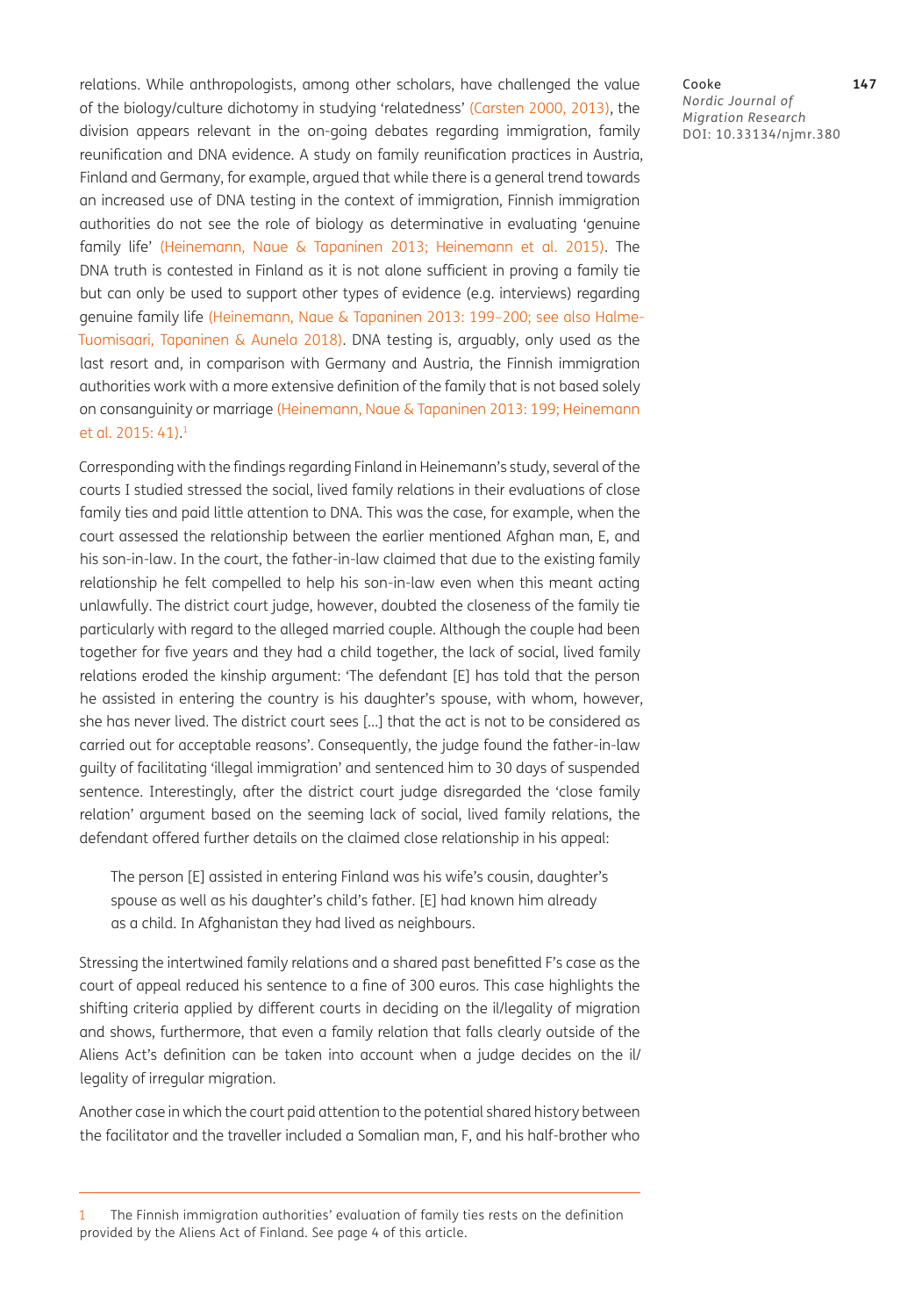relations. While anthropologists, among other scholars, have challenged the value of the biology/culture dichotomy in studying 'relatedness' (Carsten 2000, 2013), the division appears relevant in the on-going debates regarding immigration, family reunification and DNA evidence. A study on family reunification practices in Austria, Finland and Germany, for example, argued that while there is a general trend towards an increased use of DNA testing in the context of immigration, Finnish immigration authorities do not see the role of biology as determinative in evaluating 'genuine family life' (Heinemann, Naue & Tapaninen 2013; Heinemann et al. 2015). The DNA truth is contested in Finland as it is not alone sufficient in proving a family tie but can only be used to support other types of evidence (e.g. interviews) regarding genuine family life (Heinemann, Naue & Tapaninen 2013: 199–200; see also Halme-Tuomisaari, Tapaninen & Aunela 2018). DNA testing is, arguably, only used as the last resort and, in comparison with Germany and Austria, the Finnish immigration authorities work with a more extensive definition of the family that is not based solely on consanguinity or marriage (Heinemann, Naue & Tapaninen 2013: 199; Heinemann et al. 2015: 41).[1]

Corresponding with the findings regarding Finland in Heinemann's study, several of the courts I studied stressed the social, lived family relations in their evaluations of close family ties and paid little attention to DNA. This was the case, for example, when the court assessed the relationship between the earlier mentioned Afghan man, E, and his son-in-law. In the court, the father-in-law claimed that due to the existing family relationship he felt compelled to help his son-in-law even when this meant acting unlawfully. The district court judge, however, doubted the closeness of the family tie particularly with regard to the alleged married couple. Although the couple had been together for five years and they had a child together, the lack of social, lived family relations eroded the kinship argument: 'The defendant [E] has told that the person he assisted in entering the country is his daughter's spouse, with whom, however, she has never lived. The district court sees […] that the act is not to be considered as carried out for acceptable reasons'. Consequently, the judge found the father-in-law guilty of facilitating 'illegal immigration' and sentenced him to 30 days of suspended sentence. Interestingly, after the district court judge disregarded the 'close family relation' argument based on the seeming lack of social, lived family relations, the defendant offered further details on the claimed close relationship in his appeal:

> The person [E] assisted in entering Finland was his wife's cousin, daughter's spouse as well as his daughter's child's father. [E] had known him already as a child. In Afghanistan they had lived as neighbours.

Stressing the intertwined family relations and a shared past benefitted F's case as the court of appeal reduced his sentence to a fine of 300 euros. This case highlights the shifting criteria applied by different courts in deciding on the il/legality of migration and shows, furthermore, that even a family relation that falls clearly outside of the Aliens Act's definition can be taken into account when a judge decides on the il/legality of irregular migration.

Another case in which the court paid attention to the potential shared history between the facilitator and the traveller included a Somalian man, F, and his half-brother who

---

1 The Finnish immigration authorities' evaluation of family ties rests on the definition provided by the Aliens Act of Finland. See page 4 of this article.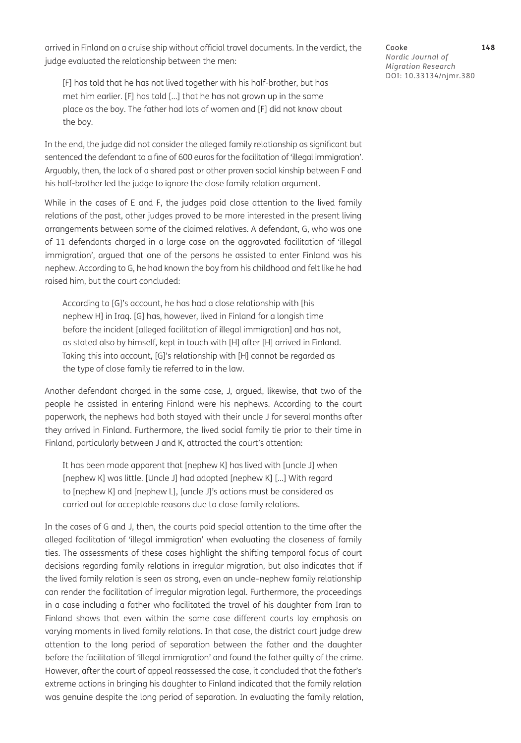arrived in Finland on a cruise ship without official travel documents. In the verdict, the judge evaluated the relationship between the men:

> [F] has told that he has not lived together with his half-brother, but has met him earlier. [F] has told […] that he has not grown up in the same place as the boy. The father had lots of women and [F] did not know about the boy.

In the end, the judge did not consider the alleged family relationship as significant but sentenced the defendant to a fine of 600 euros for the facilitation of 'illegal immigration'. Arguably, then, the lack of a shared past or other proven social kinship between F and his half-brother led the judge to ignore the close family relation argument.

While in the cases of E and F, the judges paid close attention to the lived family relations of the past, other judges proved to be more interested in the present living arrangements between some of the claimed relatives. A defendant, G, who was one of 11 defendants charged in a large case on the aggravated facilitation of 'illegal immigration', argued that one of the persons he assisted to enter Finland was his nephew. According to G, he had known the boy from his childhood and felt like he had raised him, but the court concluded:

> According to [G]'s account, he has had a close relationship with [his nephew H] in Iraq. [G] has, however, lived in Finland for a longish time before the incident [alleged facilitation of illegal immigration] and has not, as stated also by himself, kept in touch with [H] after [H] arrived in Finland. Taking this into account, [G]'s relationship with [H] cannot be regarded as the type of close family tie referred to in the law.

Another defendant charged in the same case, J, argued, likewise, that two of the people he assisted in entering Finland were his nephews. According to the court paperwork, the nephews had both stayed with their uncle J for several months after they arrived in Finland. Furthermore, the lived social family tie prior to their time in Finland, particularly between J and K, attracted the court's attention:

> It has been made apparent that [nephew K] has lived with [uncle J] when [nephew K] was little. [Uncle J] had adopted [nephew K] […] With regard to [nephew K] and [nephew L], [uncle J]'s actions must be considered as carried out for acceptable reasons due to close family relations.

In the cases of G and J, then, the courts paid special attention to the time after the alleged facilitation of 'illegal immigration' when evaluating the closeness of family ties. The assessments of these cases highlight the shifting temporal focus of court decisions regarding family relations in irregular migration, but also indicates that if the lived family relation is seen as strong, even an uncle–nephew family relationship can render the facilitation of irregular migration legal. Furthermore, the proceedings in a case including a father who facilitated the travel of his daughter from Iran to Finland shows that even within the same case different courts lay emphasis on varying moments in lived family relations. In that case, the district court judge drew attention to the long period of separation between the father and the daughter before the facilitation of 'illegal immigration' and found the father guilty of the crime. However, after the court of appeal reassessed the case, it concluded that the father's extreme actions in bringing his daughter to Finland indicated that the family relation was genuine despite the long period of separation. In evaluating the family relation,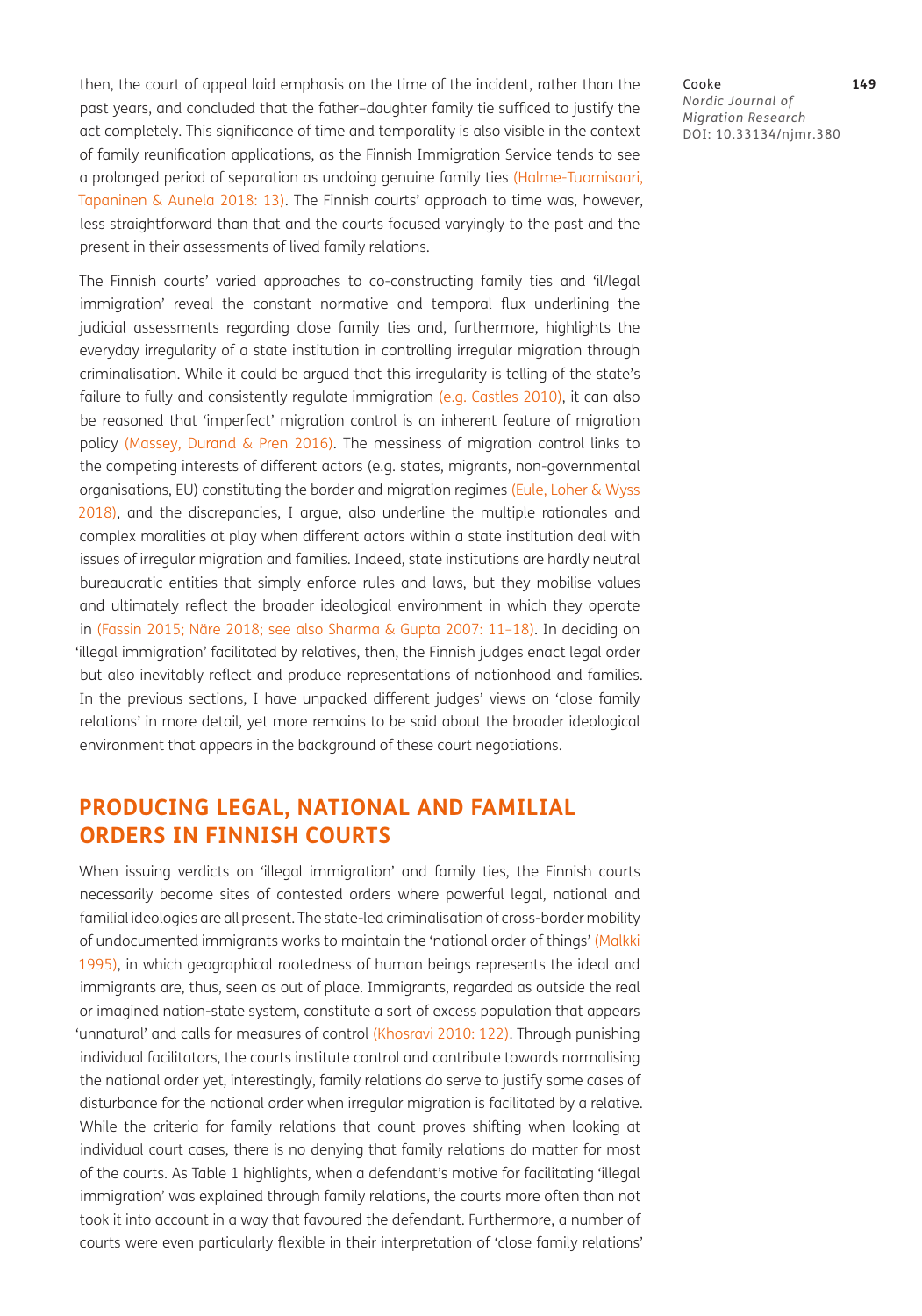then, the court of appeal laid emphasis on the time of the incident, rather than the past years, and concluded that the father–daughter family tie sufficed to justify the act completely. This significance of time and temporality is also visible in the context of family reunification applications, as the Finnish Immigration Service tends to see a prolonged period of separation as undoing genuine family ties (Halme-Tuomisaari, Tapaninen & Aunela 2018: 13). The Finnish courts' approach to time was, however, less straightforward than that and the courts focused varyingly to the past and the present in their assessments of lived family relations.

The Finnish courts' varied approaches to co-constructing family ties and 'il/legal immigration' reveal the constant normative and temporal flux underlining the judicial assessments regarding close family ties and, furthermore, highlights the everyday irregularity of a state institution in controlling irregular migration through criminalisation. While it could be argued that this irregularity is telling of the state's failure to fully and consistently regulate immigration (e.g. Castles 2010), it can also be reasoned that 'imperfect' migration control is an inherent feature of migration policy (Massey, Durand & Pren 2016). The messiness of migration control links to the competing interests of different actors (e.g. states, migrants, non-governmental organisations, EU) constituting the border and migration regimes (Eule, Loher & Wyss 2018), and the discrepancies, I argue, also underline the multiple rationales and complex moralities at play when different actors within a state institution deal with issues of irregular migration and families. Indeed, state institutions are hardly neutral bureaucratic entities that simply enforce rules and laws, but they mobilise values and ultimately reflect the broader ideological environment in which they operate in (Fassin 2015; Näre 2018; see also Sharma & Gupta 2007: 11–18). In deciding on 'illegal immigration' facilitated by relatives, then, the Finnish judges enact legal order but also inevitably reflect and produce representations of nationhood and families. In the previous sections, I have unpacked different judges' views on 'close family relations' in more detail, yet more remains to be said about the broader ideological environment that appears in the background of these court negotiations.

## PRODUCING LEGAL, NATIONAL AND FAMILIAL ORDERS IN FINNISH COURTS

When issuing verdicts on 'illegal immigration' and family ties, the Finnish courts necessarily become sites of contested orders where powerful legal, national and familial ideologies are all present. The state-led criminalisation of cross-border mobility of undocumented immigrants works to maintain the 'national order of things' (Malkki 1995), in which geographical rootedness of human beings represents the ideal and immigrants are, thus, seen as out of place. Immigrants, regarded as outside the real or imagined nation-state system, constitute a sort of excess population that appears 'unnatural' and calls for measures of control (Khosravi 2010: 122). Through punishing individual facilitators, the courts institute control and contribute towards normalising the national order yet, interestingly, family relations do serve to justify some cases of disturbance for the national order when irregular migration is facilitated by a relative. While the criteria for family relations that count proves shifting when looking at individual court cases, there is no denying that family relations do matter for most of the courts. As Table 1 highlights, when a defendant's motive for facilitating 'illegal immigration' was explained through family relations, the courts more often than not took it into account in a way that favoured the defendant. Furthermore, a number of courts were even particularly flexible in their interpretation of 'close family relations'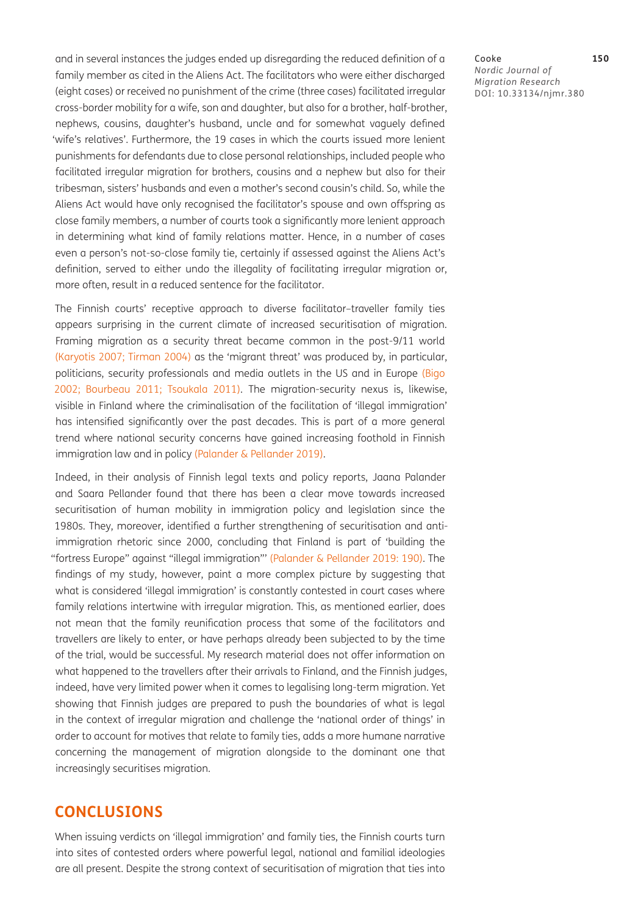and in several instances the judges ended up disregarding the reduced definition of a family member as cited in the Aliens Act. The facilitators who were either discharged (eight cases) or received no punishment of the crime (three cases) facilitated irregular cross-border mobility for a wife, son and daughter, but also for a brother, half-brother, nephews, cousins, daughter's husband, uncle and for somewhat vaguely defined 'wife's relatives'. Furthermore, the 19 cases in which the courts issued more lenient punishments for defendants due to close personal relationships, included people who facilitated irregular migration for brothers, cousins and a nephew but also for their tribesman, sisters' husbands and even a mother's second cousin's child. So, while the Aliens Act would have only recognised the facilitator's spouse and own offspring as close family members, a number of courts took a significantly more lenient approach in determining what kind of family relations matter. Hence, in a number of cases even a person's not-so-close family tie, certainly if assessed against the Aliens Act's definition, served to either undo the illegality of facilitating irregular migration or, more often, result in a reduced sentence for the facilitator.

The Finnish courts' receptive approach to diverse facilitator–traveller family ties appears surprising in the current climate of increased securitisation of migration. Framing migration as a security threat became common in the post-9/11 world (Karyotis 2007; Tirman 2004) as the 'migrant threat' was produced by, in particular, politicians, security professionals and media outlets in the US and in Europe (Bigo 2002; Bourbeau 2011; Tsoukala 2011). The migration-security nexus is, likewise, visible in Finland where the criminalisation of the facilitation of 'illegal immigration' has intensified significantly over the past decades. This is part of a more general trend where national security concerns have gained increasing foothold in Finnish immigration law and in policy (Palander & Pellander 2019).

Indeed, in their analysis of Finnish legal texts and policy reports, Jaana Palander and Saara Pellander found that there has been a clear move towards increased securitisation of human mobility in immigration policy and legislation since the 1980s. They, moreover, identified a further strengthening of securitisation and anti-immigration rhetoric since 2000, concluding that Finland is part of 'building the "fortress Europe" against "illegal immigration"' (Palander & Pellander 2019: 190). The findings of my study, however, paint a more complex picture by suggesting that what is considered 'illegal immigration' is constantly contested in court cases where family relations intertwine with irregular migration. This, as mentioned earlier, does not mean that the family reunification process that some of the facilitators and travellers are likely to enter, or have perhaps already been subjected to by the time of the trial, would be successful. My research material does not offer information on what happened to the travellers after their arrivals to Finland, and the Finnish judges, indeed, have very limited power when it comes to legalising long-term migration. Yet showing that Finnish judges are prepared to push the boundaries of what is legal in the context of irregular migration and challenge the 'national order of things' in order to account for motives that relate to family ties, adds a more humane narrative concerning the management of migration alongside to the dominant one that increasingly securitises migration.

## CONCLUSIONS

When issuing verdicts on 'illegal immigration' and family ties, the Finnish courts turn into sites of contested orders where powerful legal, national and familial ideologies are all present. Despite the strong context of securitisation of migration that ties into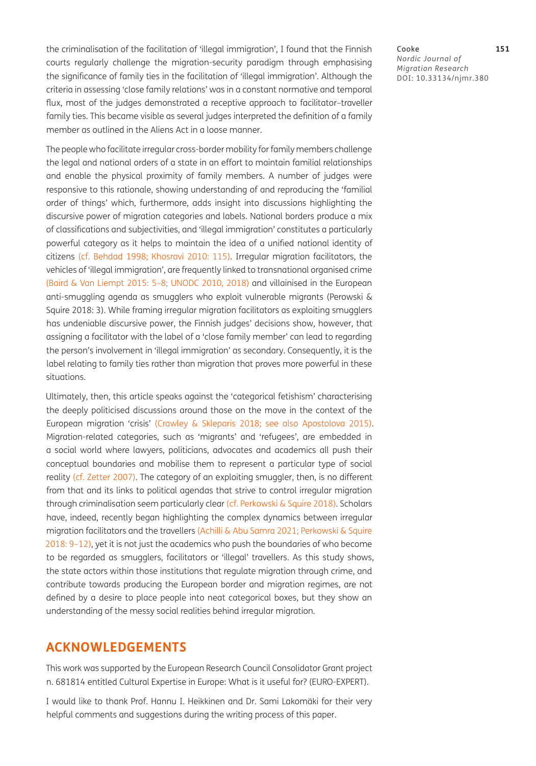the criminalisation of the facilitation of 'illegal immigration', I found that the Finnish courts regularly challenge the migration-security paradigm through emphasising the significance of family ties in the facilitation of 'illegal immigration'. Although the criteria in assessing 'close family relations' was in a constant normative and temporal flux, most of the judges demonstrated a receptive approach to facilitator–traveller family ties. This became visible as several judges interpreted the definition of a family member as outlined in the Aliens Act in a loose manner.

The people who facilitate irregular cross-border mobility for family members challenge the legal and national orders of a state in an effort to maintain familial relationships and enable the physical proximity of family members. A number of judges were responsive to this rationale, showing understanding of and reproducing the 'familial order of things' which, furthermore, adds insight into discussions highlighting the discursive power of migration categories and labels. National borders produce a mix of classifications and subjectivities, and 'illegal immigration' constitutes a particularly powerful category as it helps to maintain the idea of a unified national identity of citizens (cf. Behdad 1998; Khosravi 2010: 115). Irregular migration facilitators, the vehicles of 'illegal immigration', are frequently linked to transnational organised crime (Baird & Van Liempt 2015: 5–8; UNODC 2010, 2018) and villainised in the European anti-smuggling agenda as smugglers who exploit vulnerable migrants (Perowski & Squire 2018: 3). While framing irregular migration facilitators as exploiting smugglers has undeniable discursive power, the Finnish judges' decisions show, however, that assigning a facilitator with the label of a 'close family member' can lead to regarding the person's involvement in 'illegal immigration' as secondary. Consequently, it is the label relating to family ties rather than migration that proves more powerful in these situations.

Ultimately, then, this article speaks against the 'categorical fetishism' characterising the deeply politicised discussions around those on the move in the context of the European migration 'crisis' (Crawley & Skleparis 2018; see also Apostolova 2015). Migration-related categories, such as 'migrants' and 'refugees', are embedded in a social world where lawyers, politicians, advocates and academics all push their conceptual boundaries and mobilise them to represent a particular type of social reality (cf. Zetter 2007). The category of an exploiting smuggler, then, is no different from that and its links to political agendas that strive to control irregular migration through criminalisation seem particularly clear (cf. Perkowski & Squire 2018). Scholars have, indeed, recently began highlighting the complex dynamics between irregular migration facilitators and the travellers (Achilli & Abu Samra 2021; Perkowski & Squire 2018: 9–12), yet it is not just the academics who push the boundaries of who become to be regarded as smugglers, facilitators or 'illegal' travellers. As this study shows, the state actors within those institutions that regulate migration through crime, and contribute towards producing the European border and migration regimes, are not defined by a desire to place people into neat categorical boxes, but they show an understanding of the messy social realities behind irregular migration.

## ACKNOWLEDGEMENTS

This work was supported by the European Research Council Consolidator Grant project n. 681814 entitled Cultural Expertise in Europe: What is it useful for? (EURO-EXPERT).

I would like to thank Prof. Hannu I. Heikkinen and Dr. Sami Lakomäki for their very helpful comments and suggestions during the writing process of this paper.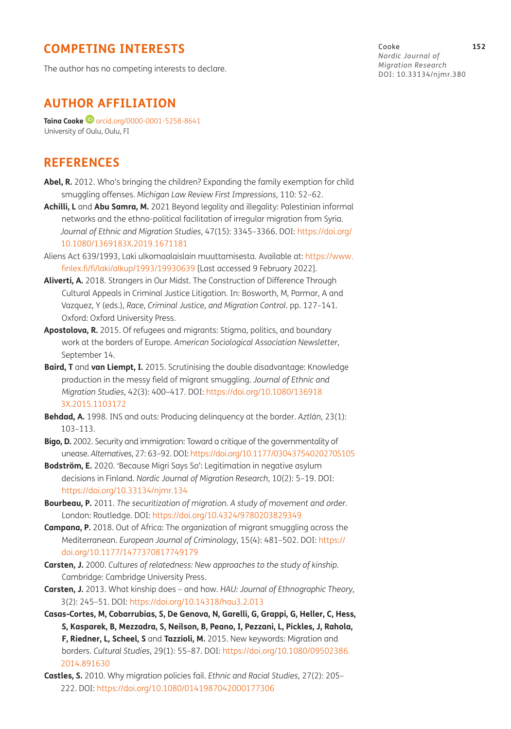## COMPETING INTERESTS

The author has no competing interests to declare.

## AUTHOR AFFILIATION

**Taina Cooke** orcid.org/0000-0001-5258-8641
University of Oulu, Oulu, FI

## REFERENCES

**Abel, R.** 2012. Who's bringing the children? Expanding the family exemption for child smuggling offenses. *Michigan Law Review First Impressions*, 110: 52–62.

**Achilli, L** and **Abu Samra, M.** 2021 Beyond legality and illegality: Palestinian informal networks and the ethno-political facilitation of irregular migration from Syria. *Journal of Ethnic and Migration Studies*, 47(15): 3345–3366. DOI: https://doi.org/10.1080/1369183X.2019.1671181

Aliens Act 639/1993, Laki ulkomaalaislain muuttamisesta. Available at: https://www.finlex.fi/fi/laki/alkup/1993/19930639 [Last accessed 9 February 2022].

**Aliverti, A.** 2018. Strangers in Our Midst. The Construction of Difference Through Cultural Appeals in Criminal Justice Litigation. In: Bosworth, M, Parmar, A and Vazquez, Y (eds.), *Race, Criminal Justice, and Migration Control*. pp. 127–141. Oxford: Oxford University Press.

**Apostolova, R.** 2015. Of refugees and migrants: Stigma, politics, and boundary work at the borders of Europe. *American Sociological Association Newsletter*, September 14.

**Baird, T** and **van Liempt, I.** 2015. Scrutinising the double disadvantage: Knowledge production in the messy field of migrant smuggling. *Journal of Ethnic and Migration Studies*, 42(3): 400–417. DOI: https://doi.org/10.1080/1369183X.2015.1103172

**Behdad, A.** 1998. INS and outs: Producing delinquency at the border. *Aztlán*, 23(1): 103–113.

**Bigo, D.** 2002. Security and immigration: Toward a critique of the governmentality of unease. *Alternatives*, 27: 63–92. DOI: https://doi.org/10.1177/03043754020270S105

**Bodström, E.** 2020. 'Because Migri Says So': Legitimation in negative asylum decisions in Finland. *Nordic Journal of Migration Research*, 10(2): 5–19. DOI: https://doi.org/10.33134/njmr.134

**Bourbeau, P.** 2011. *The securitization of migration. A study of movement and order*. London: Routledge. DOI: https://doi.org/10.4324/9780203829349

**Campana, P.** 2018. Out of Africa: The organization of migrant smuggling across the Mediterranean. *European Journal of Criminology*, 15(4): 481–502. DOI: https://doi.org/10.1177/1477370817749179

**Carsten, J.** 2000. *Cultures of relatedness: New approaches to the study of kinship*. Cambridge: Cambridge University Press.

**Carsten, J.** 2013. What kinship does – and how. *HAU: Journal of Ethnographic Theory*, 3(2): 245–51. DOI: https://doi.org/10.14318/hau3.2.013

**Casas-Cortes, M, Cobarrubias, S, De Genova, N, Garelli, G, Grappi, G, Heller, C, Hess, S, Kasparek, B, Mezzadra, S, Neilson, B, Peano, I, Pezzani, L, Pickles, J, Rahola, F, Riedner, L, Scheel, S** and **Tazzioli, M.** 2015. New keywords: Migration and borders. *Cultural Studies*, 29(1): 55–87. DOI: https://doi.org/10.1080/09502386.2014.891630

**Castles, S.** 2010. Why migration policies fail. *Ethnic and Racial Studies*, 27(2): 205–222. DOI: https://doi.org/10.1080/0141987042000177306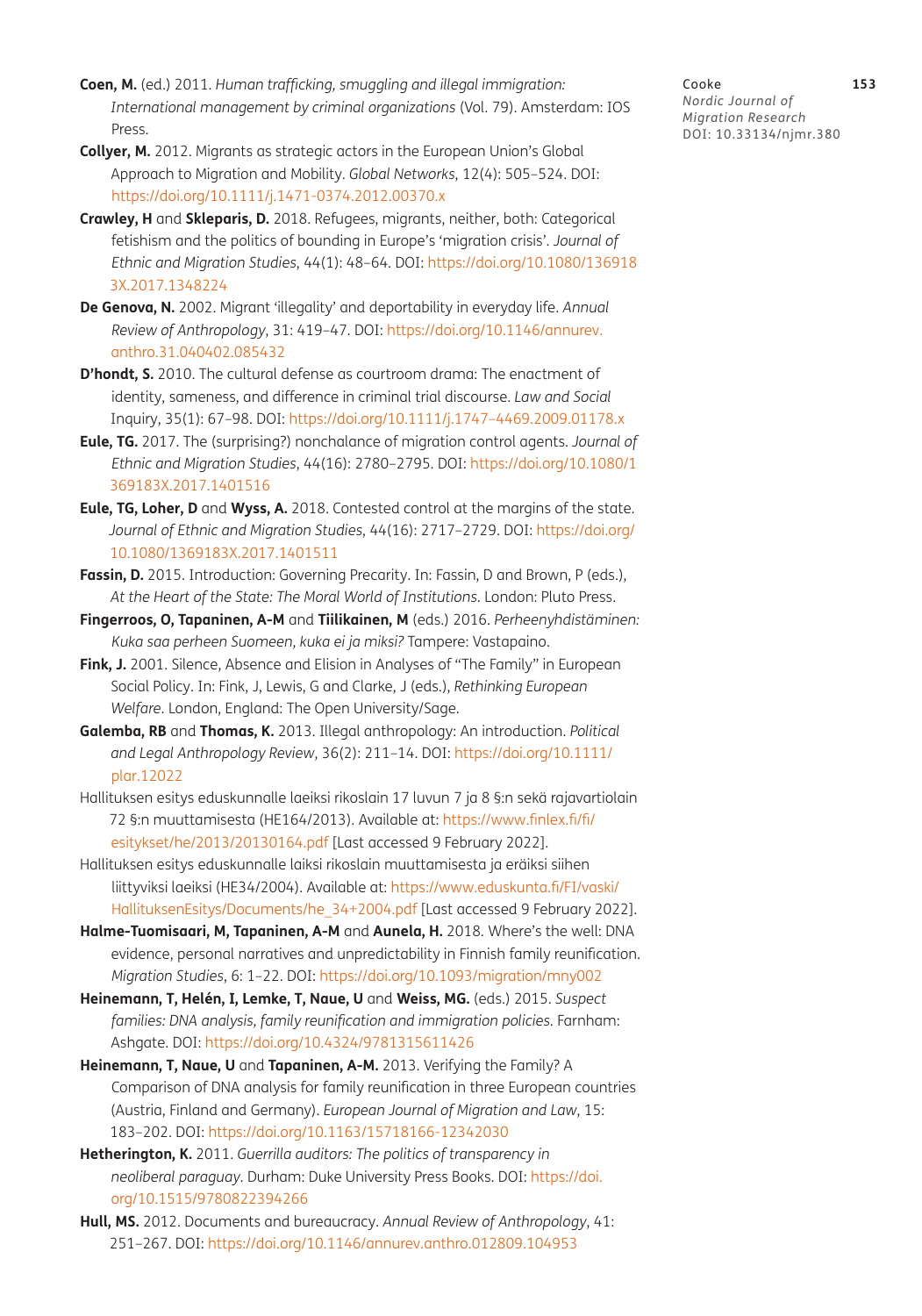**Coen, M.** (ed.) 2011. *Human trafficking, smuggling and illegal immigration: International management by criminal organizations* (Vol. 79). Amsterdam: IOS Press.

**Collyer, M.** 2012. Migrants as strategic actors in the European Union's Global Approach to Migration and Mobility. *Global Networks*, 12(4): 505–524. DOI: https://doi.org/10.1111/j.1471-0374.2012.00370.x

**Crawley, H** and **Skleparis, D.** 2018. Refugees, migrants, neither, both: Categorical fetishism and the politics of bounding in Europe's 'migration crisis'. *Journal of Ethnic and Migration Studies*, 44(1): 48–64. DOI: https://doi.org/10.1080/1369183X.2017.1348224

**De Genova, N.** 2002. Migrant 'illegality' and deportability in everyday life. *Annual Review of Anthropology*, 31: 419–47. DOI: https://doi.org/10.1146/annurev.anthro.31.040402.085432

**D'hondt, S.** 2010. The cultural defense as courtroom drama: The enactment of identity, sameness, and difference in criminal trial discourse. *Law and Social* Inquiry, 35(1): 67–98. DOI: https://doi.org/10.1111/j.1747–4469.2009.01178.x

**Eule, TG.** 2017. The (surprising?) nonchalance of migration control agents. *Journal of Ethnic and Migration Studies*, 44(16): 2780–2795. DOI: https://doi.org/10.1080/1369183X.2017.1401516

**Eule, TG, Loher, D** and **Wyss, A.** 2018. Contested control at the margins of the state. *Journal of Ethnic and Migration Studies*, 44(16): 2717–2729. DOI: https://doi.org/10.1080/1369183X.2017.1401511

**Fassin, D.** 2015. Introduction: Governing Precarity. In: Fassin, D and Brown, P (eds.), *At the Heart of the State: The Moral World of Institutions*. London: Pluto Press.

**Fingerroos, O, Tapaninen, A-M** and **Tiilikainen, M** (eds.) 2016. *Perheenyhdistäminen: Kuka saa perheen Suomeen, kuka ei ja miksi?* Tampere: Vastapaino.

**Fink, J.** 2001. Silence, Absence and Elision in Analyses of "The Family" in European Social Policy. In: Fink, J, Lewis, G and Clarke, J (eds.), *Rethinking European Welfare*. London, England: The Open University/Sage.

**Galemba, RB** and **Thomas, K.** 2013. Illegal anthropology: An introduction. *Political and Legal Anthropology Review*, 36(2): 211–14. DOI: https://doi.org/10.1111/plar.12022

Hallituksen esitys eduskunnalle laeiksi rikoslain 17 luvun 7 ja 8 §:n sekä rajavartiolain 72 §:n muuttamisesta (HE164/2013). Available at: https://www.finlex.fi/fi/esitykset/he/2013/20130164.pdf [Last accessed 9 February 2022].

Hallituksen esitys eduskunnalle laiksi rikoslain muuttamisesta ja eräiksi siihen liittyviksi laeiksi (HE34/2004). Available at: https://www.eduskunta.fi/FI/vaski/HallituksenEsitys/Documents/he_34+2004.pdf [Last accessed 9 February 2022].

**Halme-Tuomisaari, M, Tapaninen, A-M** and **Aunela, H.** 2018. Where's the well: DNA evidence, personal narratives and unpredictability in Finnish family reunification. *Migration Studies*, 6: 1–22. DOI: https://doi.org/10.1093/migration/mny002

**Heinemann, T, Helén, I, Lemke, T, Naue, U** and **Weiss, MG.** (eds.) 2015. *Suspect families: DNA analysis, family reunification and immigration policies*. Farnham: Ashgate. DOI: https://doi.org/10.4324/9781315611426

**Heinemann, T, Naue, U** and **Tapaninen, A-M.** 2013. Verifying the Family? A Comparison of DNA analysis for family reunification in three European countries (Austria, Finland and Germany). *European Journal of Migration and Law*, 15: 183–202. DOI: https://doi.org/10.1163/15718166-12342030

**Hetherington, K.** 2011. *Guerrilla auditors: The politics of transparency in neoliberal paraguay*. Durham: Duke University Press Books. DOI: https://doi.org/10.1515/9780822394266

**Hull, MS.** 2012. Documents and bureaucracy. *Annual Review of Anthropology*, 41: 251–267. DOI: https://doi.org/10.1146/annurev.anthro.012809.104953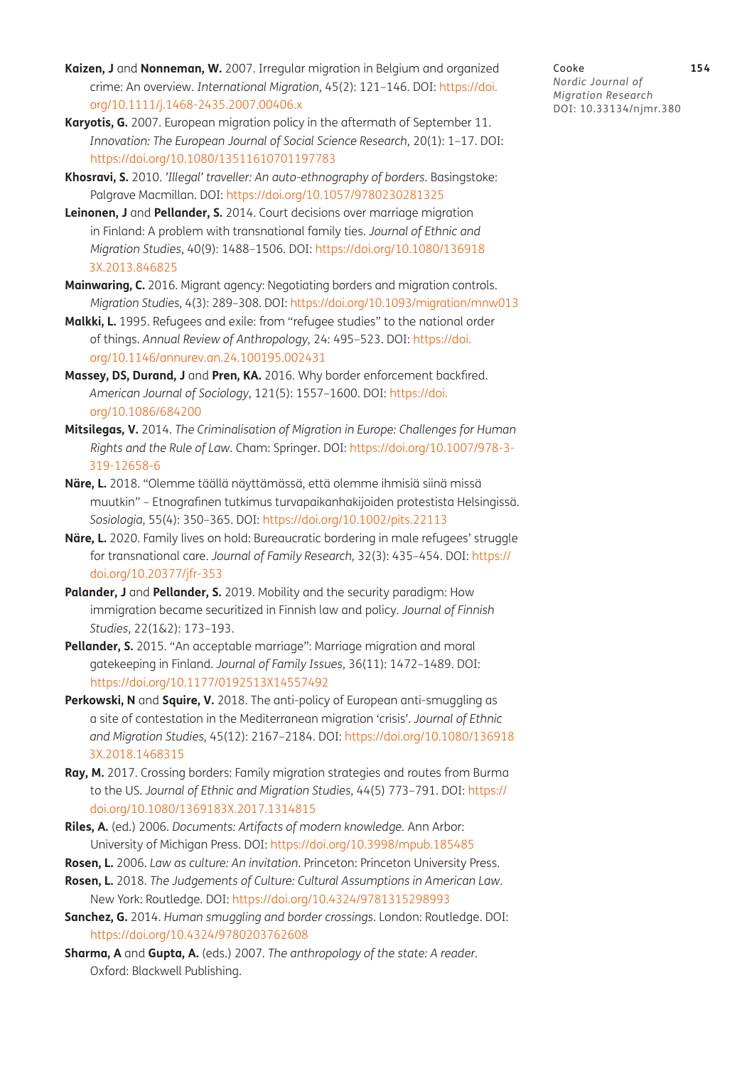**Kaizen, J** and **Nonneman, W.** 2007. Irregular migration in Belgium and organized crime: An overview. *International Migration*, 45(2): 121–146. DOI: https://doi.org/10.1111/j.1468-2435.2007.00406.x

**Karyotis, G.** 2007. European migration policy in the aftermath of September 11. *Innovation: The European Journal of Social Science Research*, 20(1): 1–17. DOI: https://doi.org/10.1080/13511610701197783

**Khosravi, S.** 2010. *'Illegal' traveller: An auto-ethnography of borders*. Basingstoke: Palgrave Macmillan. DOI: https://doi.org/10.1057/9780230281325

**Leinonen, J** and **Pellander, S.** 2014. Court decisions over marriage migration in Finland: A problem with transnational family ties. *Journal of Ethnic and Migration Studies*, 40(9): 1488–1506. DOI: https://doi.org/10.1080/1369183X.2013.846825

**Mainwaring, C.** 2016. Migrant agency: Negotiating borders and migration controls. *Migration Studies*, 4(3): 289–308. DOI: https://doi.org/10.1093/migration/mnw013

**Malkki, L.** 1995. Refugees and exile: from "refugee studies" to the national order of things. *Annual Review of Anthropology*, 24: 495–523. DOI: https://doi.org/10.1146/annurev.an.24.100195.002431

**Massey, DS, Durand, J** and **Pren, KA.** 2016. Why border enforcement backfired. *American Journal of Sociology*, 121(5): 1557–1600. DOI: https://doi.org/10.1086/684200

**Mitsilegas, V.** 2014. *The Criminalisation of Migration in Europe: Challenges for Human Rights and the Rule of Law*. Cham: Springer. DOI: https://doi.org/10.1007/978-3-319-12658-6

**Näre, L.** 2018. "Olemme täällä näyttämässä, että olemme ihmisiä siinä missä muutkin" – Etnografinen tutkimus turvapaikanhakijoiden protestista Helsingissä. *Sosiologia*, 55(4): 350–365. DOI: https://doi.org/10.1002/pits.22113

**Näre, L.** 2020. Family lives on hold: Bureaucratic bordering in male refugees' struggle for transnational care. *Journal of Family Research*, 32(3): 435–454. DOI: https://doi.org/10.20377/jfr-353

**Palander, J** and **Pellander, S.** 2019. Mobility and the security paradigm: How immigration became securitized in Finnish law and policy. *Journal of Finnish Studies*, 22(1&2): 173–193.

**Pellander, S.** 2015. "An acceptable marriage": Marriage migration and moral gatekeeping in Finland. *Journal of Family Issues*, 36(11): 1472–1489. DOI: https://doi.org/10.1177/0192513X14557492

**Perkowski, N** and **Squire, V.** 2018. The anti-policy of European anti-smuggling as a site of contestation in the Mediterranean migration 'crisis'. *Journal of Ethnic and Migration Studies*, 45(12): 2167–2184. DOI: https://doi.org/10.1080/1369183X.2018.1468315

**Ray, M.** 2017. Crossing borders: Family migration strategies and routes from Burma to the US. *Journal of Ethnic and Migration Studies*, 44(5) 773–791. DOI: https://doi.org/10.1080/1369183X.2017.1314815

**Riles, A.** (ed.) 2006. *Documents: Artifacts of modern knowledge*. Ann Arbor: University of Michigan Press. DOI: https://doi.org/10.3998/mpub.185485

**Rosen, L.** 2006. *Law as culture: An invitation*. Princeton: Princeton University Press.

**Rosen, L.** 2018. *The Judgements of Culture: Cultural Assumptions in American Law*. New York: Routledge. DOI: https://doi.org/10.4324/9781315298993

**Sanchez, G.** 2014. *Human smuggling and border crossings*. London: Routledge. DOI: https://doi.org/10.4324/9780203762608

**Sharma, A** and **Gupta, A.** (eds.) 2007. *The anthropology of the state: A reader*. Oxford: Blackwell Publishing.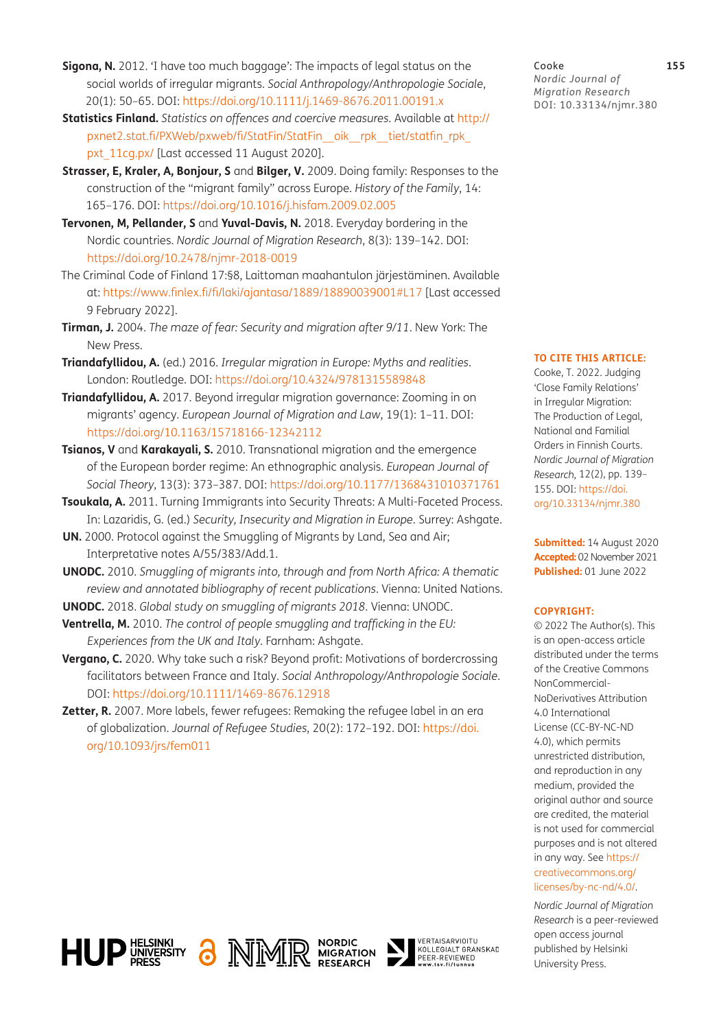**Sigona, N.** 2012. 'I have too much baggage': The impacts of legal status on the social worlds of irregular migrants. *Social Anthropology/Anthropologie Sociale*, 20(1): 50–65. DOI: https://doi.org/10.1111/j.1469-8676.2011.00191.x

**Statistics Finland.** *Statistics on offences and coercive measures*. Available at http://pxnet2.stat.fi/PXWeb/pxweb/fi/StatFin/StatFin__oik__rpk__tiet/statfin_rpk_pxt_11cg.px/ [Last accessed 11 August 2020].

**Strasser, E, Kraler, A, Bonjour, S** and **Bilger, V.** 2009. Doing family: Responses to the construction of the "migrant family" across Europe. *History of the Family*, 14: 165–176. DOI: https://doi.org/10.1016/j.hisfam.2009.02.005

**Tervonen, M, Pellander, S** and **Yuval-Davis, N.** 2018. Everyday bordering in the Nordic countries. *Nordic Journal of Migration Research*, 8(3): 139–142. DOI: https://doi.org/10.2478/njmr-2018-0019

The Criminal Code of Finland 17:§8, Laittoman maahantulon järjestäminen. Available at: https://www.finlex.fi/fi/laki/ajantasa/1889/18890039001#L17 [Last accessed 9 February 2022].

**Tirman, J.** 2004. *The maze of fear: Security and migration after 9/11*. New York: The New Press.

**Triandafyllidou, A.** (ed.) 2016. *Irregular migration in Europe: Myths and realities*. London: Routledge. DOI: https://doi.org/10.4324/9781315589848

**Triandafyllidou, A.** 2017. Beyond irregular migration governance: Zooming in on migrants' agency. *European Journal of Migration and Law*, 19(1): 1–11. DOI: https://doi.org/10.1163/15718166-12342112

**Tsianos, V** and **Karakayali, S.** 2010. Transnational migration and the emergence of the European border regime: An ethnographic analysis. *European Journal of Social Theory*, 13(3): 373–387. DOI: https://doi.org/10.1177/1368431010371761

**Tsoukala, A.** 2011. Turning Immigrants into Security Threats: A Multi-Faceted Process. In: Lazaridis, G. (ed.) *Security, Insecurity and Migration in Europe*. Surrey: Ashgate.

**UN.** 2000. Protocol against the Smuggling of Migrants by Land, Sea and Air; Interpretative notes A/55/383/Add.1.

**UNODC.** 2010. *Smuggling of migrants into, through and from North Africa: A thematic review and annotated bibliography of recent publications*. Vienna: United Nations.

**UNODC.** 2018. *Global study on smuggling of migrants 2018*. Vienna: UNODC.

**Ventrella, M.** 2010. *The control of people smuggling and trafficking in the EU: Experiences from the UK and Italy*. Farnham: Ashgate.

**Vergano, C.** 2020. Why take such a risk? Beyond profit: Motivations of bordercrossing facilitators between France and Italy. *Social Anthropology/Anthropologie Sociale*. DOI: https://doi.org/10.1111/1469-8676.12918

**Zetter, R.** 2007. More labels, fewer refugees: Remaking the refugee label in an era of globalization. *Journal of Refugee Studies*, 20(2): 172–192. DOI: https://doi.org/10.1093/jrs/fem011

**TO CITE THIS ARTICLE:**
Cooke, T. 2022. Judging 'Close Family Relations' in Irregular Migration: The Production of Legal, National and Familial Orders in Finnish Courts. *Nordic Journal of Migration Research*, 12(2), pp. 139–155. DOI: https://doi.org/10.33134/njmr.380

**Submitted:** 14 August 2020
**Accepted:** 02 November 2021
**Published:** 01 June 2022

**COPYRIGHT:**
© 2022 The Author(s). This is an open-access article distributed under the terms of the Creative Commons NonCommercial-NoDerivatives Attribution 4.0 International License (CC-BY-NC-ND 4.0), which permits unrestricted distribution, and reproduction in any medium, provided the original author and source are credited, the material is not used for commercial purposes and is not altered in any way. See https://creativecommons.org/licenses/by-nc-nd/4.0/.

*Nordic Journal of Migration Research* is a peer-reviewed open access journal published by Helsinki University Press.